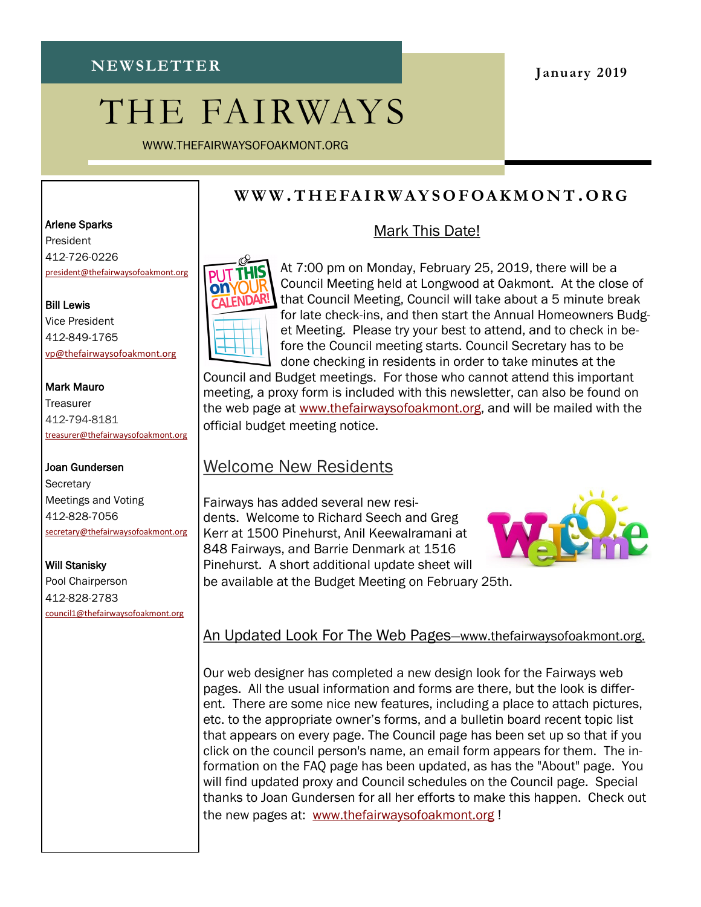NEWSLETTER

January 2019

# THE FAIRWAYS

WWW.THEFAIRWAYSOFOAKMONT.ORG

**Arlene Sparks**
President
412-726-0226
president@thefairwaysofoakmont.org

**Bill Lewis**
Vice President
412-849-1765
vp@thefairwaysofoakmont.org

**Mark Mauro**
Treasurer
412-794-8181
treasurer@thefairwaysofoakmont.org

**Joan Gundersen**
Secretary
Meetings and Voting
412-828-7056
secretary@thefairwaysofoakmont.org

**Will Stanisky**
Pool Chairperson
412-828-2783
council1@thefairwaysofoakmont.org

**WWW.THEFAIRWAYSOFOAKMONT.ORG**

## Mark This Date!

At 7:00 pm on Monday, February 25, 2019, there will be a Council Meeting held at Longwood at Oakmont. At the close of that Council Meeting, Council will take about a 5 minute break for late check-ins, and then start the Annual Homeowners Budget Meeting. Please try your best to attend, and to check in before the Council meeting starts. Council Secretary has to be done checking in residents in order to take minutes at the Council and Budget meetings. For those who cannot attend this important meeting, a proxy form is included with this newsletter, can also be found on the web page at www.thefairwaysofoakmont.org, and will be mailed with the official budget meeting notice.

## Welcome New Residents

Fairways has added several new residents. Welcome to Richard Seech and Greg Kerr at 1500 Pinehurst, Anil Keewalramani at 848 Fairways, and Barrie Denmark at 1516 Pinehurst. A short additional update sheet will be available at the Budget Meeting on February 25th.

## An Updated Look For The Web Pages—www.thefairwaysofoakmont.org.

Our web designer has completed a new design look for the Fairways web pages. All the usual information and forms are there, but the look is different. There are some nice new features, including a place to attach pictures, etc. to the appropriate owner's forms, and a bulletin board recent topic list that appears on every page. The Council page has been set up so that if you click on the council person's name, an email form appears for them. The information on the FAQ page has been updated, as has the "About" page. You will find updated proxy and Council schedules on the Council page. Special thanks to Joan Gundersen for all her efforts to make this happen. Check out the new pages at: www.thefairwaysofoakmont.org !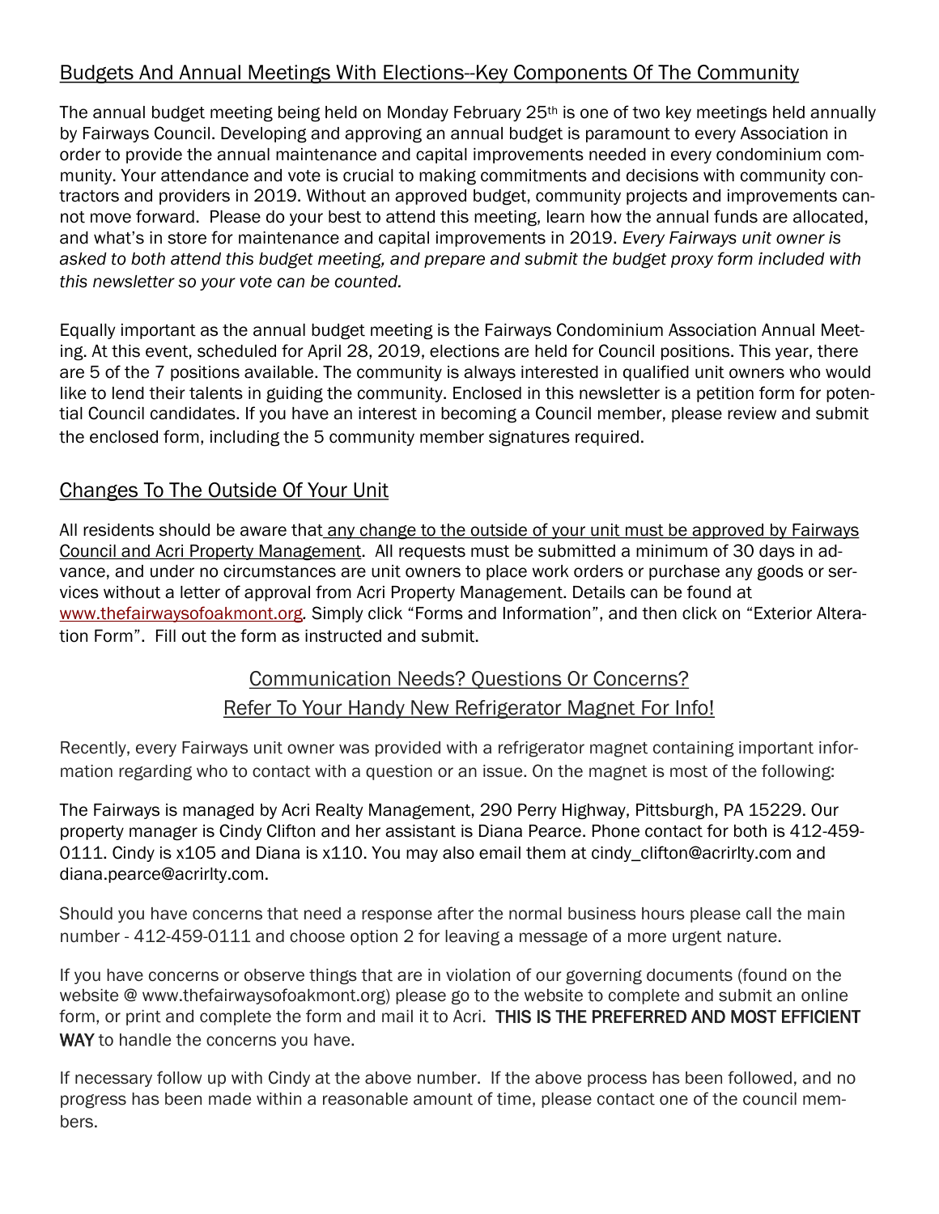## Budgets And Annual Meetings With Elections--Key Components Of The Community

The annual budget meeting being held on Monday February 25th is one of two key meetings held annually by Fairways Council. Developing and approving an annual budget is paramount to every Association in order to provide the annual maintenance and capital improvements needed in every condominium community. Your attendance and vote is crucial to making commitments and decisions with community contractors and providers in 2019. Without an approved budget, community projects and improvements cannot move forward. Please do your best to attend this meeting, learn how the annual funds are allocated, and what's in store for maintenance and capital improvements in 2019. *Every Fairways unit owner is asked to both attend this budget meeting, and prepare and submit the budget proxy form included with this newsletter so your vote can be counted.*

Equally important as the annual budget meeting is the Fairways Condominium Association Annual Meeting. At this event, scheduled for April 28, 2019, elections are held for Council positions. This year, there are 5 of the 7 positions available. The community is always interested in qualified unit owners who would like to lend their talents in guiding the community. Enclosed in this newsletter is a petition form for potential Council candidates. If you have an interest in becoming a Council member, please review and submit the enclosed form, including the 5 community member signatures required.

## Changes To The Outside Of Your Unit

All residents should be aware that any change to the outside of your unit must be approved by Fairways Council and Acri Property Management. All requests must be submitted a minimum of 30 days in advance, and under no circumstances are unit owners to place work orders or purchase any goods or services without a letter of approval from Acri Property Management. Details can be found at www.thefairwaysofoakmont.org. Simply click "Forms and Information", and then click on "Exterior Alteration Form". Fill out the form as instructed and submit.

## Communication Needs? Questions Or Concerns? Refer To Your Handy New Refrigerator Magnet For Info!

Recently, every Fairways unit owner was provided with a refrigerator magnet containing important information regarding who to contact with a question or an issue. On the magnet is most of the following:

The Fairways is managed by Acri Realty Management, 290 Perry Highway, Pittsburgh, PA 15229. Our property manager is Cindy Clifton and her assistant is Diana Pearce. Phone contact for both is 412-459-0111. Cindy is x105 and Diana is x110. You may also email them at cindy_clifton@acrirlty.com and diana.pearce@acrirlty.com.

Should you have concerns that need a response after the normal business hours please call the main number - 412-459-0111 and choose option 2 for leaving a message of a more urgent nature.

If you have concerns or observe things that are in violation of our governing documents (found on the website @ www.thefairwaysofoakmont.org) please go to the website to complete and submit an online form, or print and complete the form and mail it to Acri. **THIS IS THE PREFERRED AND MOST EFFICIENT WAY** to handle the concerns you have.

If necessary follow up with Cindy at the above number. If the above process has been followed, and no progress has been made within a reasonable amount of time, please contact one of the council members.